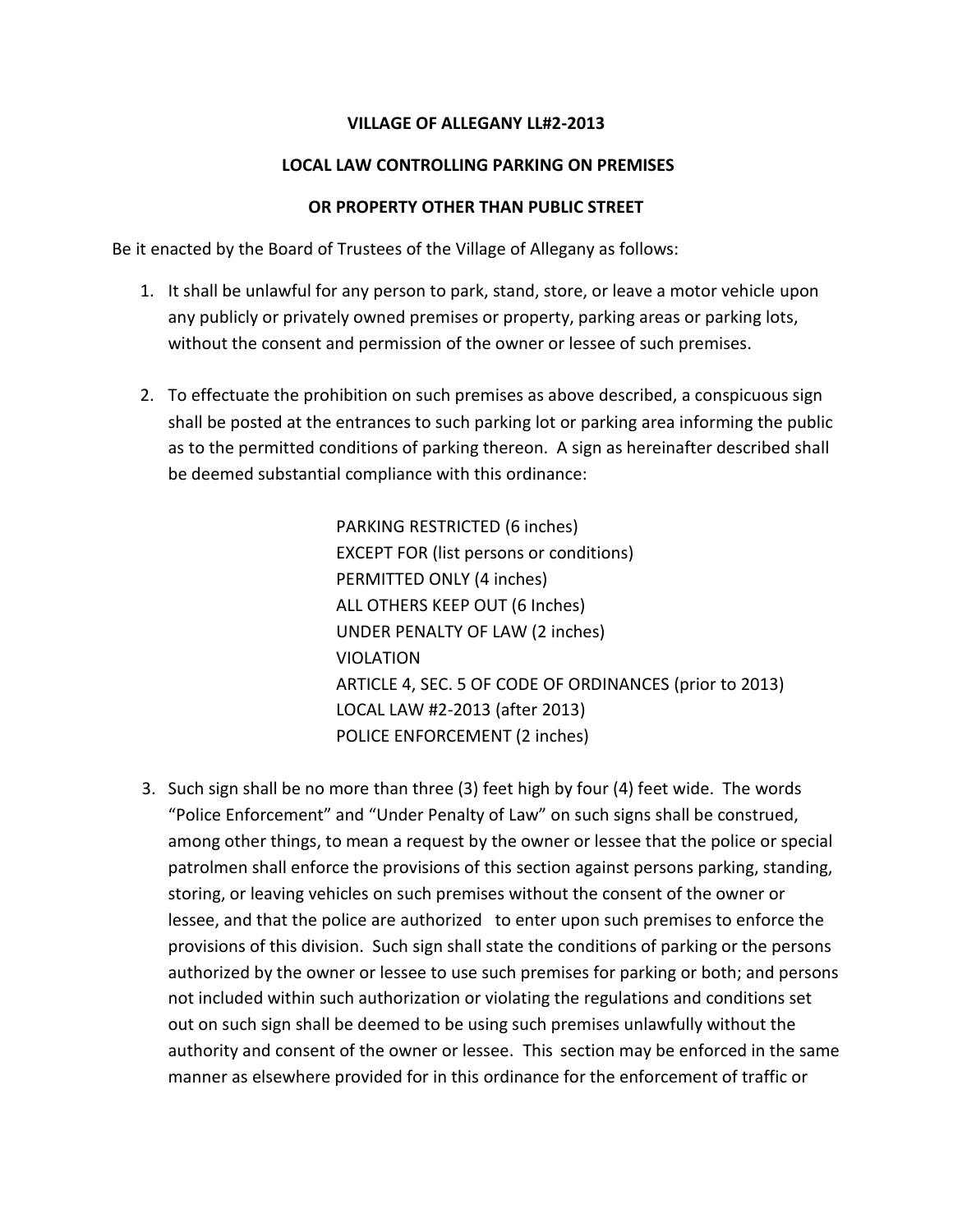**VILLAGE OF ALLEGANY LL#2-2013**

**LOCAL LAW CONTROLLING PARKING ON PREMISES**

**OR PROPERTY OTHER THAN PUBLIC STREET**

Be it enacted by the Board of Trustees of the Village of Allegany as follows:

1. It shall be unlawful for any person to park, stand, store, or leave a motor vehicle upon any publicly or privately owned premises or property, parking areas or parking lots, without the consent and permission of the owner or lessee of such premises.

2. To effectuate the prohibition on such premises as above described, a conspicuous sign shall be posted at the entrances to such parking lot or parking area informing the public as to the permitted conditions of parking thereon. A sign as hereinafter described shall be deemed substantial compliance with this ordinance:

   PARKING RESTRICTED (6 inches)
   EXCEPT FOR (list persons or conditions)
   PERMITTED ONLY (4 inches)
   ALL OTHERS KEEP OUT (6 Inches)
   UNDER PENALTY OF LAW (2 inches)
   VIOLATION
   ARTICLE 4, SEC. 5 OF CODE OF ORDINANCES (prior to 2013)
   LOCAL LAW #2-2013 (after 2013)
   POLICE ENFORCEMENT (2 inches)

3. Such sign shall be no more than three (3) feet high by four (4) feet wide. The words "Police Enforcement" and "Under Penalty of Law" on such signs shall be construed, among other things, to mean a request by the owner or lessee that the police or special patrolmen shall enforce the provisions of this section against persons parking, standing, storing, or leaving vehicles on such premises without the consent of the owner or lessee, and that the police are authorized to enter upon such premises to enforce the provisions of this division. Such sign shall state the conditions of parking or the persons authorized by the owner or lessee to use such premises for parking or both; and persons not included within such authorization or violating the regulations and conditions set out on such sign shall be deemed to be using such premises unlawfully without the authority and consent of the owner or lessee. This section may be enforced in the same manner as elsewhere provided for in this ordinance for the enforcement of traffic or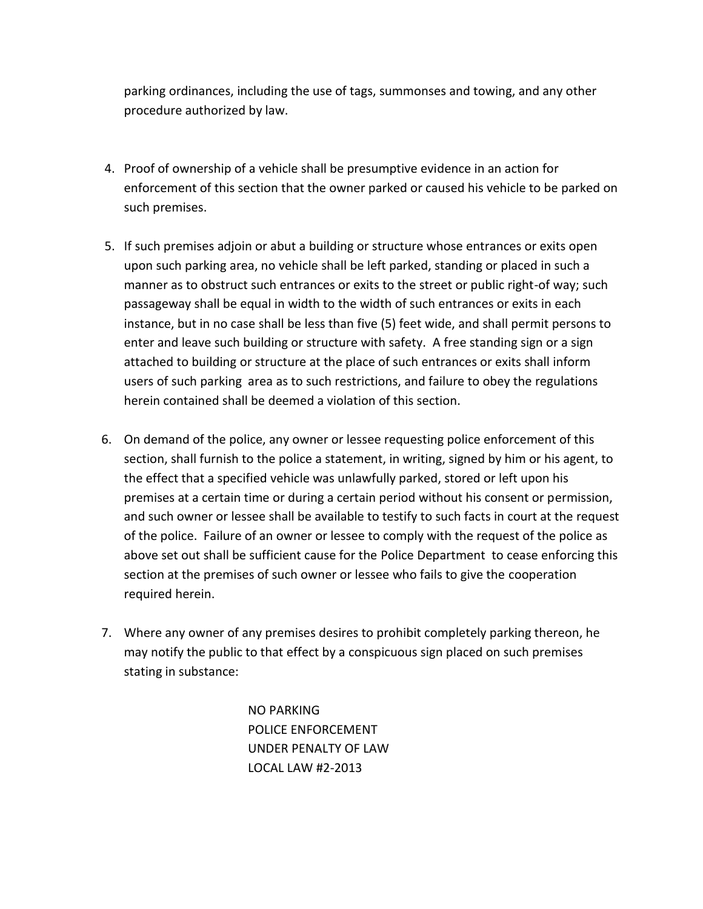parking ordinances, including the use of tags, summonses and towing, and any other procedure authorized by law.

4. Proof of ownership of a vehicle shall be presumptive evidence in an action for enforcement of this section that the owner parked or caused his vehicle to be parked on such premises.

5. If such premises adjoin or abut a building or structure whose entrances or exits open upon such parking area, no vehicle shall be left parked, standing or placed in such a manner as to obstruct such entrances or exits to the street or public right-of way; such passageway shall be equal in width to the width of such entrances or exits in each instance, but in no case shall be less than five (5) feet wide, and shall permit persons to enter and leave such building or structure with safety. A free standing sign or a sign attached to building or structure at the place of such entrances or exits shall inform users of such parking area as to such restrictions, and failure to obey the regulations herein contained shall be deemed a violation of this section.

6. On demand of the police, any owner or lessee requesting police enforcement of this section, shall furnish to the police a statement, in writing, signed by him or his agent, to the effect that a specified vehicle was unlawfully parked, stored or left upon his premises at a certain time or during a certain period without his consent or permission, and such owner or lessee shall be available to testify to such facts in court at the request of the police. Failure of an owner or lessee to comply with the request of the police as above set out shall be sufficient cause for the Police Department to cease enforcing this section at the premises of such owner or lessee who fails to give the cooperation required herein.

7. Where any owner of any premises desires to prohibit completely parking thereon, he may notify the public to that effect by a conspicuous sign placed on such premises stating in substance:

    NO PARKING
    POLICE ENFORCEMENT
    UNDER PENALTY OF LAW
    LOCAL LAW #2-2013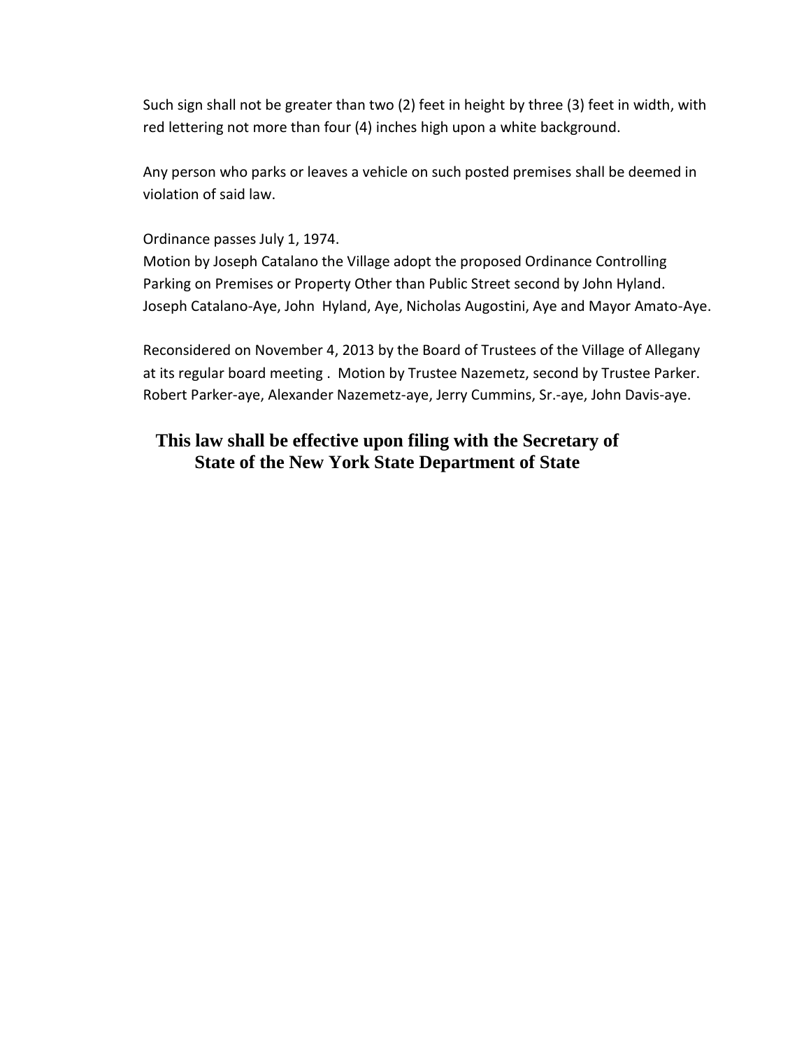Such sign shall not be greater than two (2) feet in height by three (3) feet in width, with red lettering not more than four (4) inches high upon a white background.

Any person who parks or leaves a vehicle on such posted premises shall be deemed in violation of said law.

Ordinance passes July 1, 1974.
Motion by Joseph Catalano the Village adopt the proposed Ordinance Controlling Parking on Premises or Property Other than Public Street second by John Hyland.
Joseph Catalano-Aye, John Hyland, Aye, Nicholas Augostini, Aye and Mayor Amato-Aye.

Reconsidered on November 4, 2013 by the Board of Trustees of the Village of Allegany at its regular board meeting . Motion by Trustee Nazemetz, second by Trustee Parker. Robert Parker-aye, Alexander Nazemetz-aye, Jerry Cummins, Sr.-aye, John Davis-aye.

**This law shall be effective upon filing with the Secretary of State of the New York State Department of State**